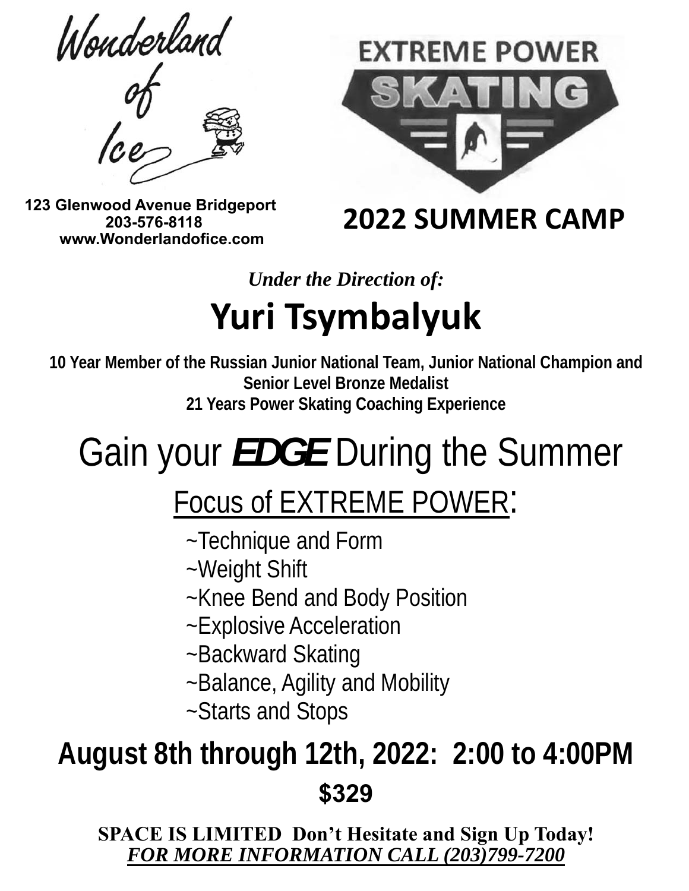Wonderland of Ice

123 Glenwood Avenue Bridgeport
203-576-8118
www.Wonderlandofice.com

EXTREME POWER SKATING

## 2022 SUMMER CAMP

*Under the Direction of:*

# Yuri Tsymbalyuk

**10 Year Member of the Russian Junior National Team, Junior National Champion and Senior Level Bronze Medalist**
**21 Years Power Skating Coaching Experience**

# Gain your ***EDGE*** During the Summer

## Focus of EXTREME POWER:

~Technique and Form
~Weight Shift
~Knee Bend and Body Position
~Explosive Acceleration
~Backward Skating
~Balance, Agility and Mobility
~Starts and Stops

## August 8th through 12th, 2022: 2:00 to 4:00PM

**$329**

**SPACE IS LIMITED Don't Hesitate and Sign Up Today!**
***FOR MORE INFORMATION CALL (203)799-7200***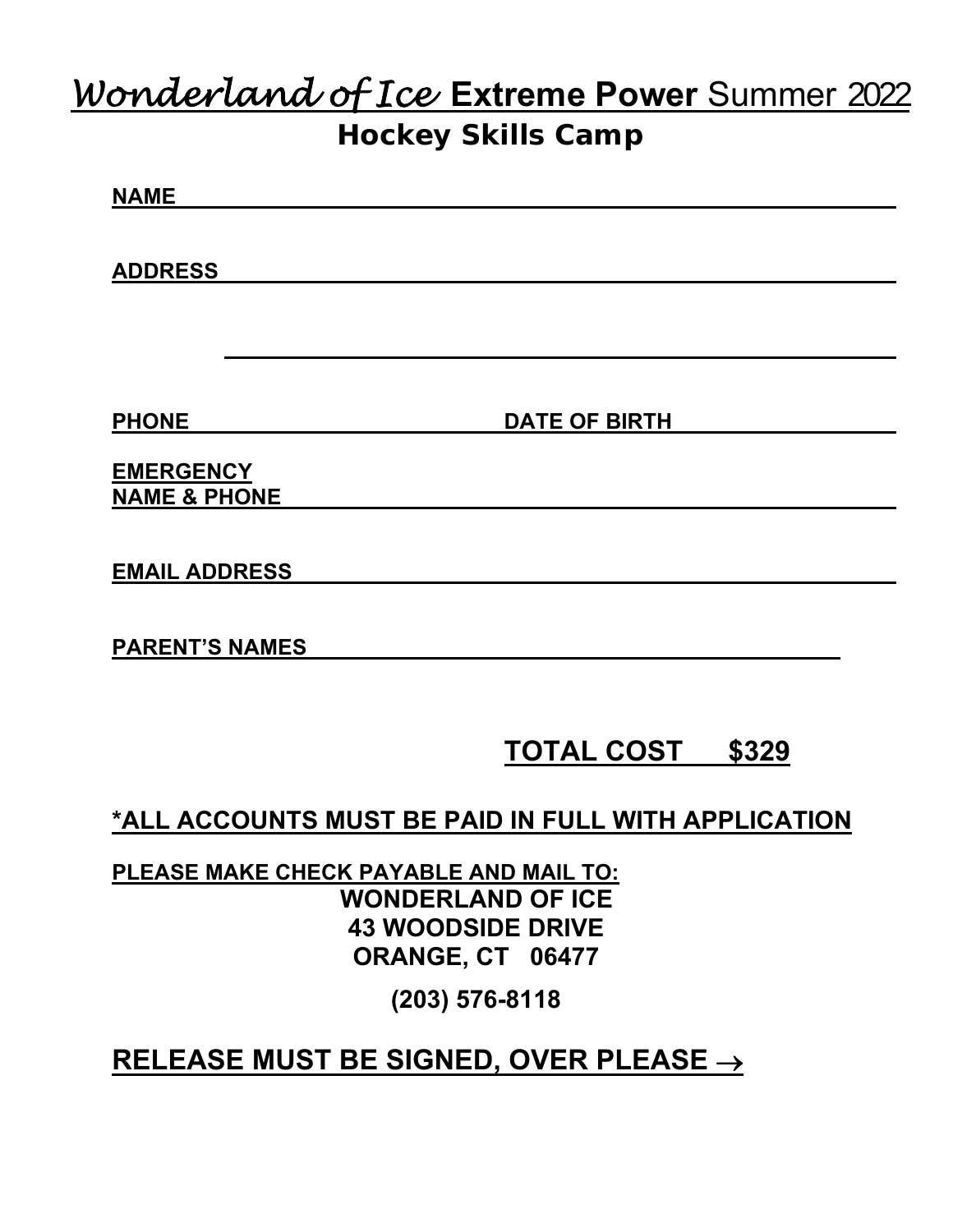# *Wonderland of Ice* **Extreme Power** Summer 2022

## Hockey Skills Camp

**NAME** ______________________________________________

**ADDRESS** ______________________________________________

______________________________________________

**PHONE** ______________________ **DATE OF BIRTH** ______________________

**EMERGENCY NAME & PHONE** ______________________________________________

**EMAIL ADDRESS** ______________________________________________

**PARENT'S NAMES** ______________________________________________

**TOTAL COST $329**

**\*ALL ACCOUNTS MUST BE PAID IN FULL WITH APPLICATION**

**PLEASE MAKE CHECK PAYABLE AND MAIL TO:**

**WONDERLAND OF ICE**
**43 WOODSIDE DRIVE**
**ORANGE, CT 06477**

**(203) 576-8118**

**RELEASE MUST BE SIGNED, OVER PLEASE →**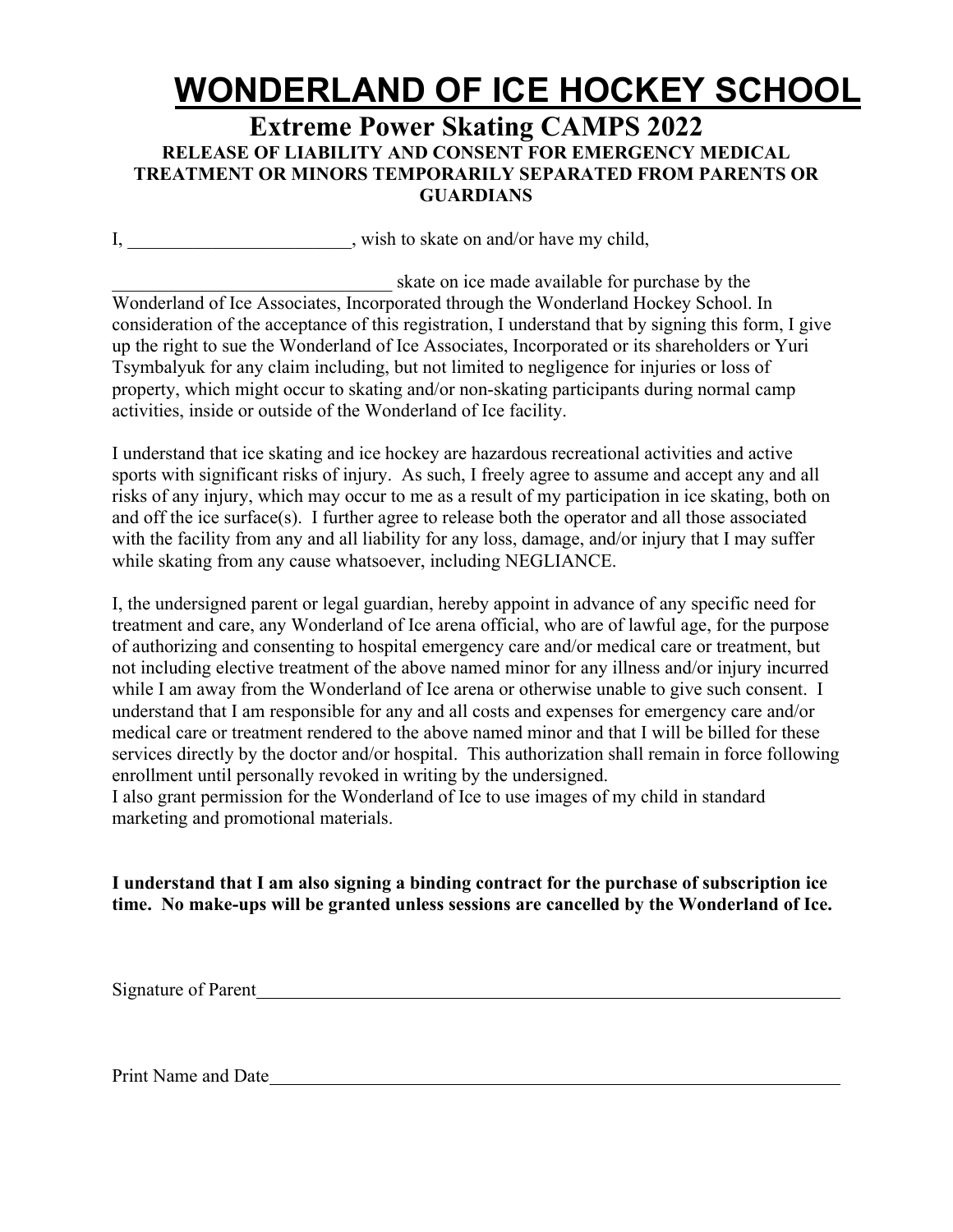# WONDERLAND OF ICE HOCKEY SCHOOL

## Extreme Power Skating CAMPS 2022

### RELEASE OF LIABILITY AND CONSENT FOR EMERGENCY MEDICAL TREATMENT OR MINORS TEMPORARILY SEPARATED FROM PARENTS OR GUARDIANS

I, ________________________, wish to skate on and/or have my child,

_______________________________ skate on ice made available for purchase by the Wonderland of Ice Associates, Incorporated through the Wonderland Hockey School. In consideration of the acceptance of this registration, I understand that by signing this form, I give up the right to sue the Wonderland of Ice Associates, Incorporated or its shareholders or Yuri Tsymbalyuk for any claim including, but not limited to negligence for injuries or loss of property, which might occur to skating and/or non-skating participants during normal camp activities, inside or outside of the Wonderland of Ice facility.

I understand that ice skating and ice hockey are hazardous recreational activities and active sports with significant risks of injury. As such, I freely agree to assume and accept any and all risks of any injury, which may occur to me as a result of my participation in ice skating, both on and off the ice surface(s). I further agree to release both the operator and all those associated with the facility from any and all liability for any loss, damage, and/or injury that I may suffer while skating from any cause whatsoever, including NEGLIANCE.

I, the undersigned parent or legal guardian, hereby appoint in advance of any specific need for treatment and care, any Wonderland of Ice arena official, who are of lawful age, for the purpose of authorizing and consenting to hospital emergency care and/or medical care or treatment, but not including elective treatment of the above named minor for any illness and/or injury incurred while I am away from the Wonderland of Ice arena or otherwise unable to give such consent. I understand that I am responsible for any and all costs and expenses for emergency care and/or medical care or treatment rendered to the above named minor and that I will be billed for these services directly by the doctor and/or hospital. This authorization shall remain in force following enrollment until personally revoked in writing by the undersigned.
I also grant permission for the Wonderland of Ice to use images of my child in standard marketing and promotional materials.

**I understand that I am also signing a binding contract for the purchase of subscription ice time. No make-ups will be granted unless sessions are cancelled by the Wonderland of Ice.**

Signature of Parent_______________________________________________

Print Name and Date_______________________________________________